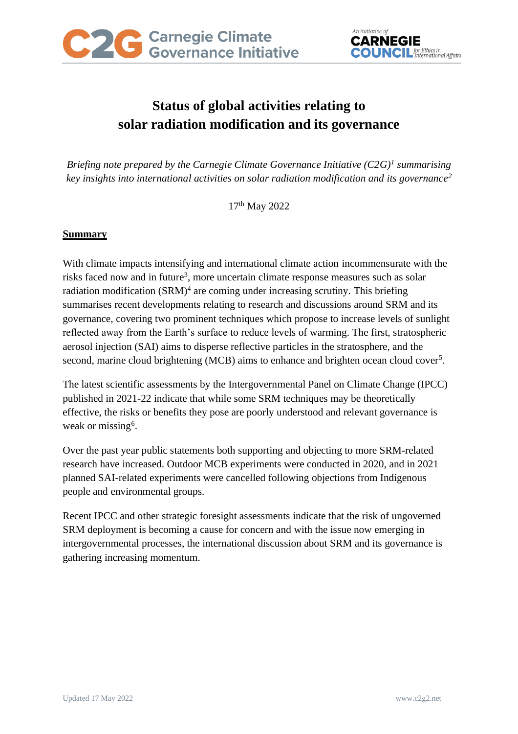# Status of global activities relating to solar radiation modification and its governance

*Briefing note prepared by the Carnegie Climate Governance Initiative (C2G)[1] summarising key insights into international activities on solar radiation modification and its governance[2]*

17th May 2022

## Summary

With climate impacts intensifying and international climate action incommensurate with the risks faced now and in future[3], more uncertain climate response measures such as solar radiation modification (SRM)[4] are coming under increasing scrutiny. This briefing summarises recent developments relating to research and discussions around SRM and its governance, covering two prominent techniques which propose to increase levels of sunlight reflected away from the Earth's surface to reduce levels of warming. The first, stratospheric aerosol injection (SAI) aims to disperse reflective particles in the stratosphere, and the second, marine cloud brightening (MCB) aims to enhance and brighten ocean cloud cover[5].

The latest scientific assessments by the Intergovernmental Panel on Climate Change (IPCC) published in 2021-22 indicate that while some SRM techniques may be theoretically effective, the risks or benefits they pose are poorly understood and relevant governance is weak or missing[6].

Over the past year public statements both supporting and objecting to more SRM-related research have increased. Outdoor MCB experiments were conducted in 2020, and in 2021 planned SAI-related experiments were cancelled following objections from Indigenous people and environmental groups.

Recent IPCC and other strategic foresight assessments indicate that the risk of ungoverned SRM deployment is becoming a cause for concern and with the issue now emerging in intergovernmental processes, the international discussion about SRM and its governance is gathering increasing momentum.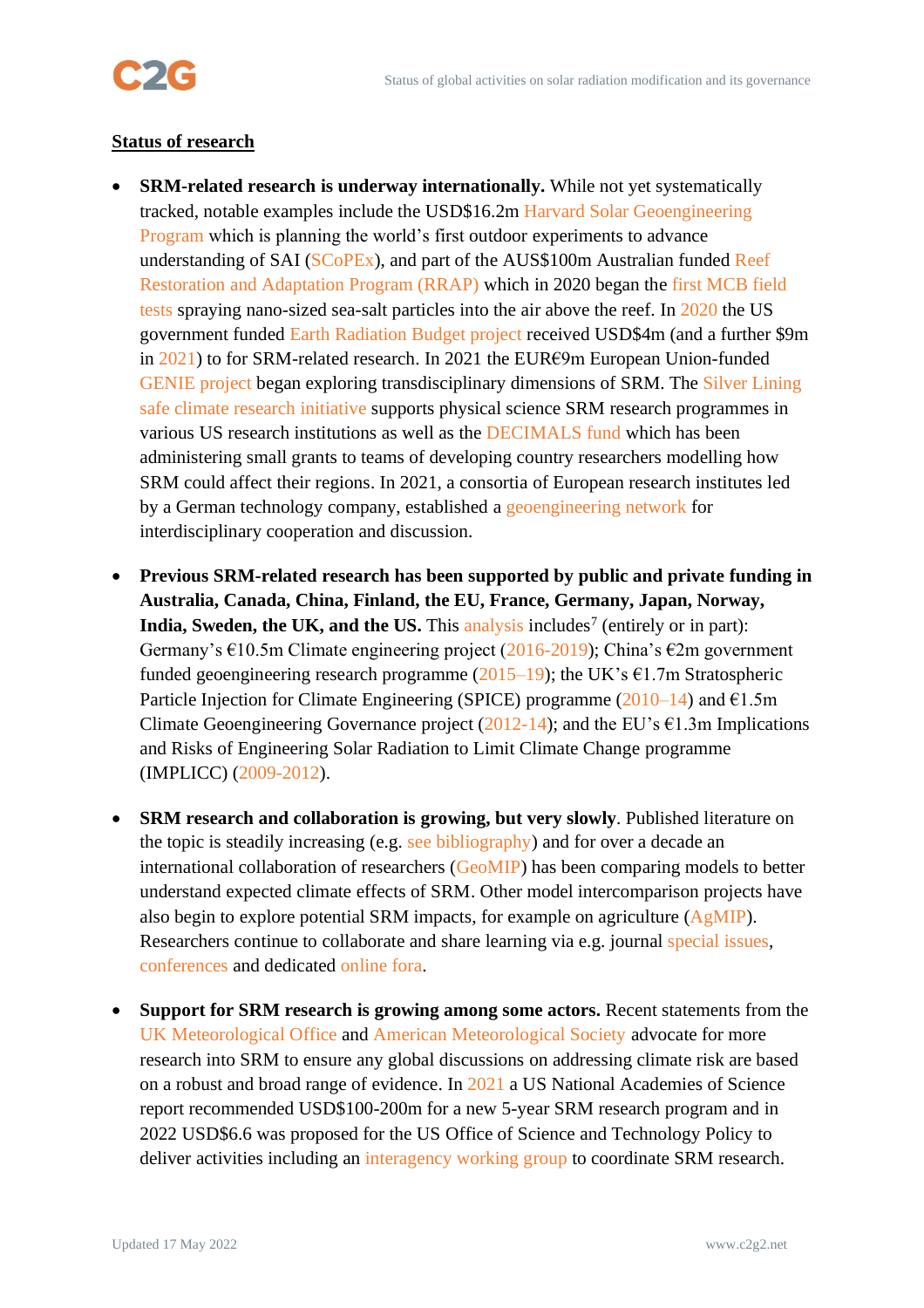## Status of research

- **SRM-related research is underway internationally.** While not yet systematically tracked, notable examples include the USD$16.2m Harvard Solar Geoengineering Program which is planning the world's first outdoor experiments to advance understanding of SAI (SCoPEx), and part of the AUS$100m Australian funded Reef Restoration and Adaptation Program (RRAP) which in 2020 began the first MCB field tests spraying nano-sized sea-salt particles into the air above the reef. In 2020 the US government funded Earth Radiation Budget project received USD$4m (and a further $9m in 2021) to for SRM-related research. In 2021 the EUR€9m European Union-funded GENIE project began exploring transdisciplinary dimensions of SRM. The Silver Lining safe climate research initiative supports physical science SRM research programmes in various US research institutions as well as the DECIMALS fund which has been administering small grants to teams of developing country researchers modelling how SRM could affect their regions. In 2021, a consortia of European research institutes led by a German technology company, established a geoengineering network for interdisciplinary cooperation and discussion.

- **Previous SRM-related research has been supported by public and private funding in Australia, Canada, China, Finland, the EU, France, Germany, Japan, Norway, India, Sweden, the UK, and the US.** This analysis includes[7] (entirely or in part): Germany's €10.5m Climate engineering project (2016-2019); China's €2m government funded geoengineering research programme (2015–19); the UK's €1.7m Stratospheric Particle Injection for Climate Engineering (SPICE) programme (2010–14) and €1.5m Climate Geoengineering Governance project (2012-14); and the EU's €1.3m Implications and Risks of Engineering Solar Radiation to Limit Climate Change programme (IMPLICC) (2009-2012).

- **SRM research and collaboration is growing, but very slowly**. Published literature on the topic is steadily increasing (e.g. see bibliography) and for over a decade an international collaboration of researchers (GeoMIP) has been comparing models to better understand expected climate effects of SRM. Other model intercomparison projects have also begin to explore potential SRM impacts, for example on agriculture (AgMIP). Researchers continue to collaborate and share learning via e.g. journal special issues, conferences and dedicated online fora.

- **Support for SRM research is growing among some actors.** Recent statements from the UK Meteorological Office and American Meteorological Society advocate for more research into SRM to ensure any global discussions on addressing climate risk are based on a robust and broad range of evidence. In 2021 a US National Academies of Science report recommended USD$100-200m for a new 5-year SRM research program and in 2022 USD$6.6 was proposed for the US Office of Science and Technology Policy to deliver activities including an interagency working group to coordinate SRM research.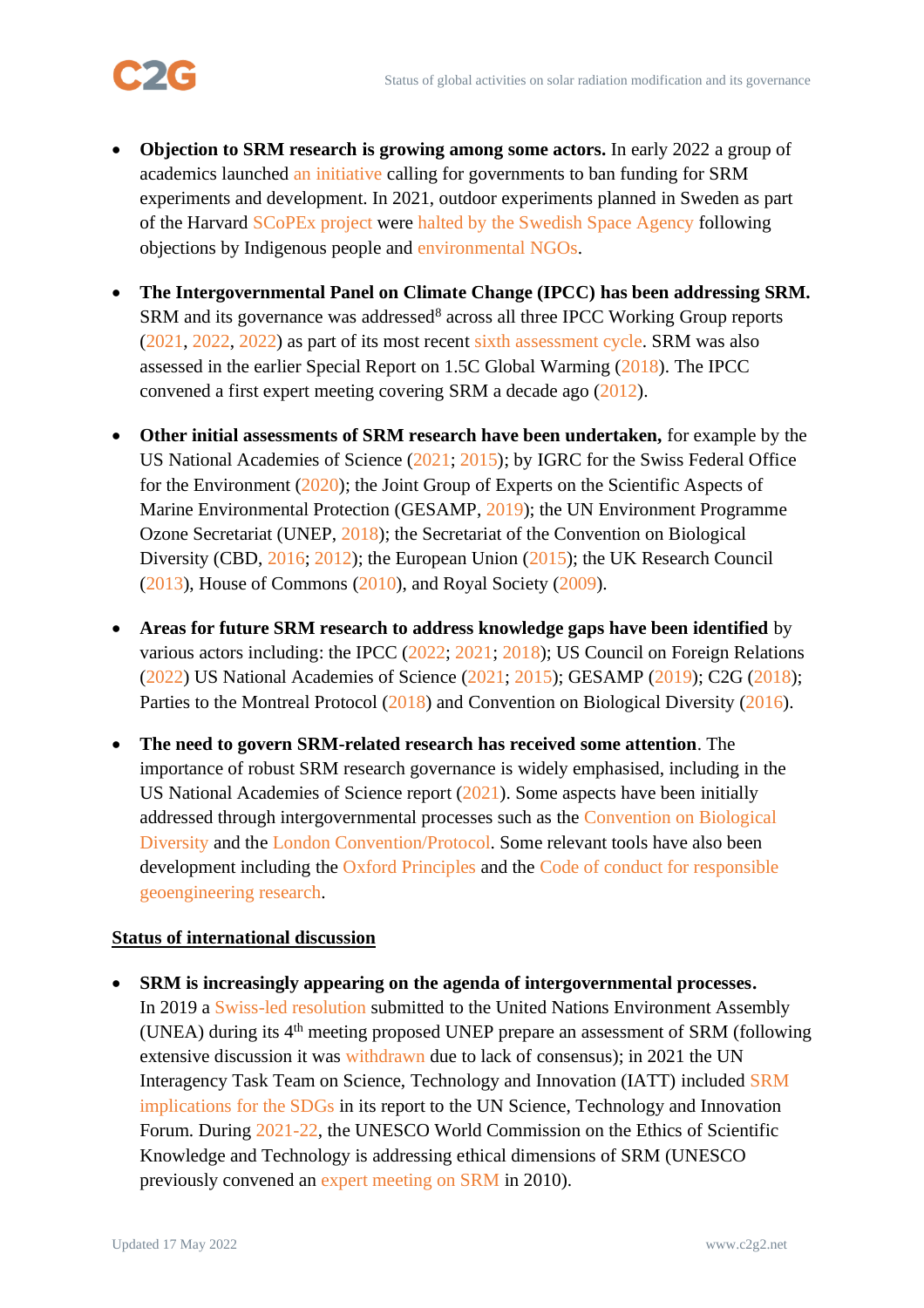- **Objection to SRM research is growing among some actors.** In early 2022 a group of academics launched an initiative calling for governments to ban funding for SRM experiments and development. In 2021, outdoor experiments planned in Sweden as part of the Harvard SCoPEx project were halted by the Swedish Space Agency following objections by Indigenous people and environmental NGOs.

- **The Intergovernmental Panel on Climate Change (IPCC) has been addressing SRM.** SRM and its governance was addressed[8] across all three IPCC Working Group reports (2021, 2022, 2022) as part of its most recent sixth assessment cycle. SRM was also assessed in the earlier Special Report on 1.5C Global Warming (2018). The IPCC convened a first expert meeting covering SRM a decade ago (2012).

- **Other initial assessments of SRM research have been undertaken,** for example by the US National Academies of Science (2021; 2015); by IGRC for the Swiss Federal Office for the Environment (2020); the Joint Group of Experts on the Scientific Aspects of Marine Environmental Protection (GESAMP, 2019); the UN Environment Programme Ozone Secretariat (UNEP, 2018); the Secretariat of the Convention on Biological Diversity (CBD, 2016; 2012); the European Union (2015); the UK Research Council (2013), House of Commons (2010), and Royal Society (2009).

- **Areas for future SRM research to address knowledge gaps have been identified** by various actors including: the IPCC (2022; 2021; 2018); US Council on Foreign Relations (2022) US National Academies of Science (2021; 2015); GESAMP (2019); C2G (2018); Parties to the Montreal Protocol (2018) and Convention on Biological Diversity (2016).

- **The need to govern SRM-related research has received some attention**. The importance of robust SRM research governance is widely emphasised, including in the US National Academies of Science report (2021). Some aspects have been initially addressed through intergovernmental processes such as the Convention on Biological Diversity and the London Convention/Protocol. Some relevant tools have also been development including the Oxford Principles and the Code of conduct for responsible geoengineering research.

<u>**Status of international discussion**</u>

- **SRM is increasingly appearing on the agenda of intergovernmental processes.** In 2019 a Swiss-led resolution submitted to the United Nations Environment Assembly (UNEA) during its 4th meeting proposed UNEP prepare an assessment of SRM (following extensive discussion it was withdrawn due to lack of consensus); in 2021 the UN Interagency Task Team on Science, Technology and Innovation (IATT) included SRM implications for the SDGs in its report to the UN Science, Technology and Innovation Forum. During 2021-22, the UNESCO World Commission on the Ethics of Scientific Knowledge and Technology is addressing ethical dimensions of SRM (UNESCO previously convened an expert meeting on SRM in 2010).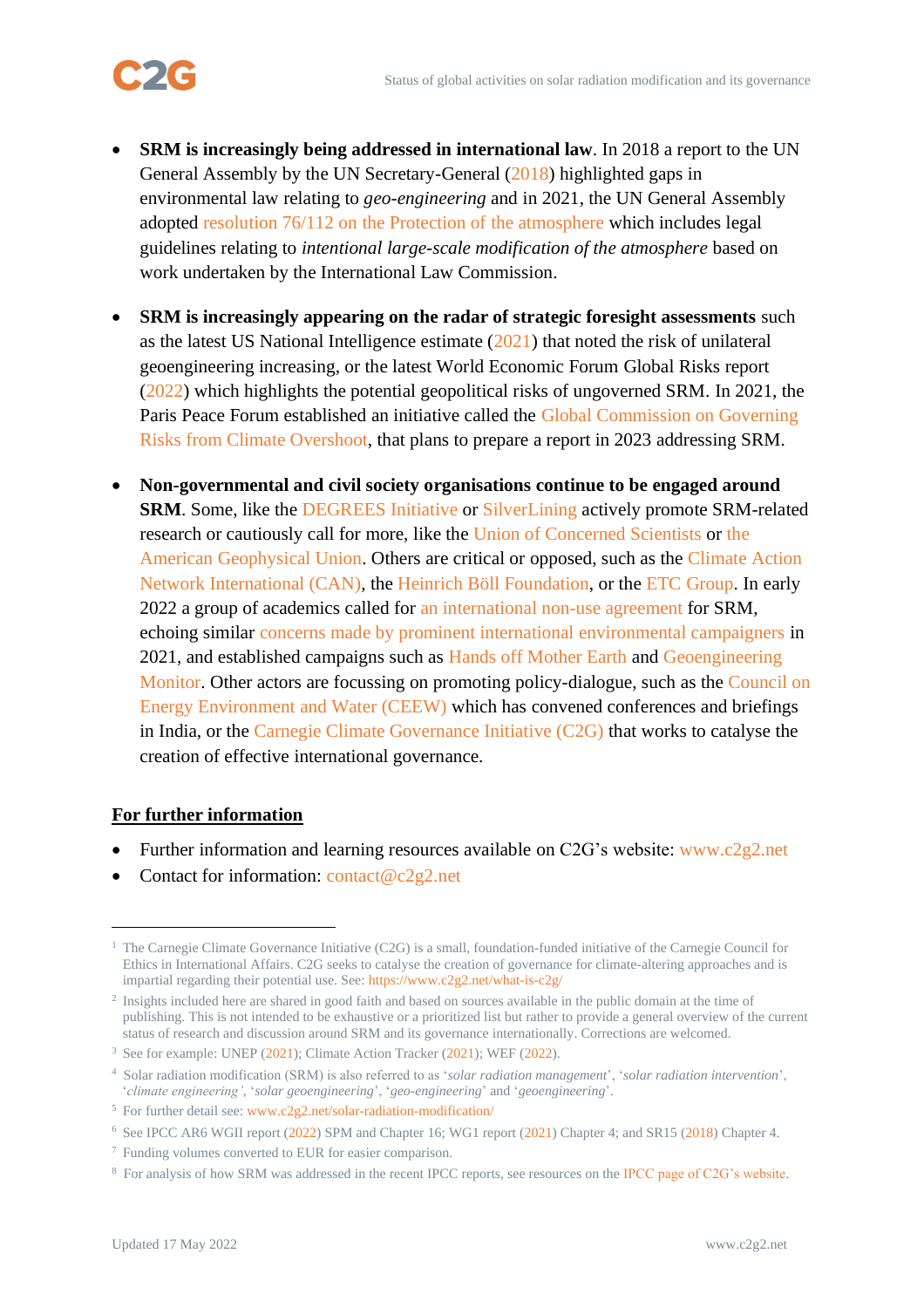- **SRM is increasingly being addressed in international law**. In 2018 a report to the UN General Assembly by the UN Secretary-General (2018) highlighted gaps in environmental law relating to *geo-engineering* and in 2021, the UN General Assembly adopted resolution 76/112 on the Protection of the atmosphere which includes legal guidelines relating to *intentional large-scale modification of the atmosphere* based on work undertaken by the International Law Commission.

- **SRM is increasingly appearing on the radar of strategic foresight assessments** such as the latest US National Intelligence estimate (2021) that noted the risk of unilateral geoengineering increasing, or the latest World Economic Forum Global Risks report (2022) which highlights the potential geopolitical risks of ungoverned SRM. In 2021, the Paris Peace Forum established an initiative called the Global Commission on Governing Risks from Climate Overshoot, that plans to prepare a report in 2023 addressing SRM.

- **Non-governmental and civil society organisations continue to be engaged around SRM**. Some, like the DEGREES Initiative or SilverLining actively promote SRM-related research or cautiously call for more, like the Union of Concerned Scientists or the American Geophysical Union. Others are critical or opposed, such as the Climate Action Network International (CAN), the Heinrich Böll Foundation, or the ETC Group. In early 2022 a group of academics called for an international non-use agreement for SRM, echoing similar concerns made by prominent international environmental campaigners in 2021, and established campaigns such as Hands off Mother Earth and Geoengineering Monitor. Other actors are focussing on promoting policy-dialogue, such as the Council on Energy Environment and Water (CEEW) which has convened conferences and briefings in India, or the Carnegie Climate Governance Initiative (C2G) that works to catalyse the creation of effective international governance.

## For further information

- Further information and learning resources available on C2G's website: www.c2g2.net
- Contact for information: contact@c2g2.net

---

[1] The Carnegie Climate Governance Initiative (C2G) is a small, foundation-funded initiative of the Carnegie Council for Ethics in International Affairs. C2G seeks to catalyse the creation of governance for climate-altering approaches and is impartial regarding their potential use. See: https://www.c2g2.net/what-is-c2g/

[2] Insights included here are shared in good faith and based on sources available in the public domain at the time of publishing. This is not intended to be exhaustive or a prioritized list but rather to provide a general overview of the current status of research and discussion around SRM and its governance internationally. Corrections are welcomed.

[3] See for example: UNEP (2021); Climate Action Tracker (2021); WEF (2022).

[4] Solar radiation modification (SRM) is also referred to as '*solar radiation management*', '*solar radiation intervention*', '*climate engineering*', '*solar geoengineering*', '*geo-engineering*' and '*geoengineering*'.

[5] For further detail see: www.c2g2.net/solar-radiation-modification/

[6] See IPCC AR6 WGII report (2022) SPM and Chapter 16; WG1 report (2021) Chapter 4; and SR15 (2018) Chapter 4.

[7] Funding volumes converted to EUR for easier comparison.

[8] For analysis of how SRM was addressed in the recent IPCC reports, see resources on the IPCC page of C2G's website.

Updated 17 May 2022